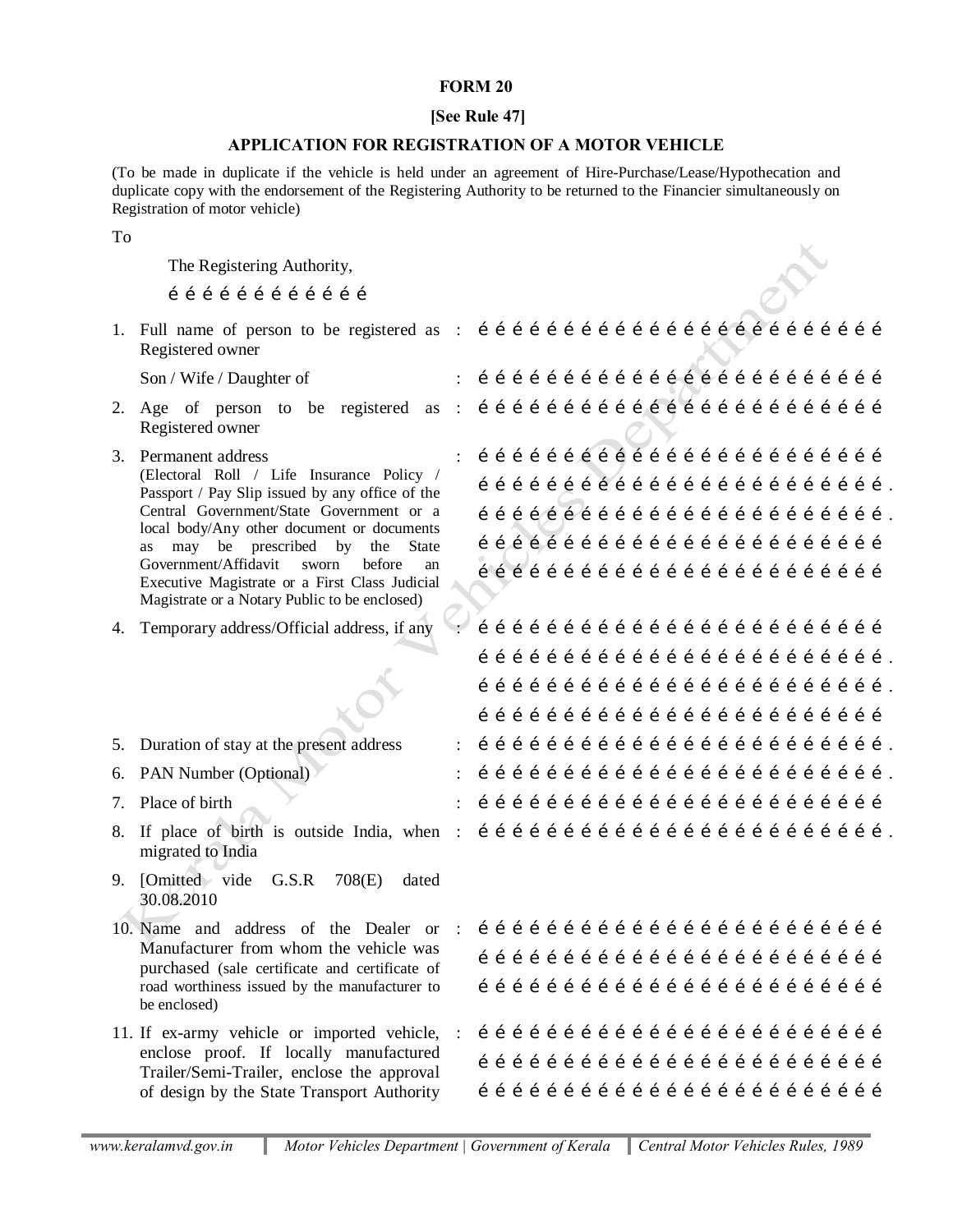**FORM 20**

**[See Rule 47]**

**APPLICATION FOR REGISTRATION OF A MOTOR VEHICLE**

(To be made in duplicate if the vehicle is held under an agreement of Hire-Purchase/Lease/Hypothecation and duplicate copy with the endorsement of the Registering Authority to be returned to the Financier simultaneously on Registration of motor vehicle)

To

The Registering Authority,

é é é é é é é é é é é é

1. Full name of person to be registered as Registered owner : é é é é é é é é é é é é é é é é é é é é é é é é é é

   Son / Wife / Daughter of : é é é é é é é é é é é é é é é é é é é é é é é é é é

2. Age of person to be registered as Registered owner : é é é é é é é é é é é é é é é é é é é é é é é é é é

3. Permanent address (Electoral Roll / Life Insurance Policy / Passport / Pay Slip issued by any office of the Central Government/State Government or a local body/Any other document or documents as may be prescribed by the State Government/Affidavit sworn before an Executive Magistrate or a First Class Judicial Magistrate or a Notary Public to be enclosed) : é é é é é é é é é é é é é é é é é é é é é é é é é é
   é é é é é é é é é é é é é é é é é é é é é é é é é é .
   é é é é é é é é é é é é é é é é é é é é é é é é é é .
   é é é é é é é é é é é é é é é é é é é é é é é é é é
   é é é é é é é é é é é é é é é é é é é é é é é é é é

4. Temporary address/Official address, if any : é é é é é é é é é é é é é é é é é é é é é é é é é é
   é é é é é é é é é é é é é é é é é é é é é é é é é é .
   é é é é é é é é é é é é é é é é é é é é é é é é é é .
   é é é é é é é é é é é é é é é é é é é é é é é é é é

5. Duration of stay at the present address : é é é é é é é é é é é é é é é é é é é é é é é é é é .

6. PAN Number (Optional) : é é é é é é é é é é é é é é é é é é é é é é é é é é .

7. Place of birth : é é é é é é é é é é é é é é é é é é é é é é é é é é

8. If place of birth is outside India, when migrated to India : é é é é é é é é é é é é é é é é é é é é é é é é é é .

9. [Omitted vide G.S.R 708(E) dated 30.08.2010

10. Name and address of the Dealer or Manufacturer from whom the vehicle was purchased (sale certificate and certificate of road worthiness issued by the manufacturer to be enclosed) : é é é é é é é é é é é é é é é é é é é é é é é é é é
    é é é é é é é é é é é é é é é é é é é é é é é é é é
    é é é é é é é é é é é é é é é é é é é é é é é é é é

11. If ex-army vehicle or imported vehicle, enclose proof. If locally manufactured Trailer/Semi-Trailer, enclose the approval of design by the State Transport Authority : é é é é é é é é é é é é é é é é é é é é é é é é é é
    é é é é é é é é é é é é é é é é é é é é é é é é é é
    é é é é é é é é é é é é é é é é é é é é é é é é é é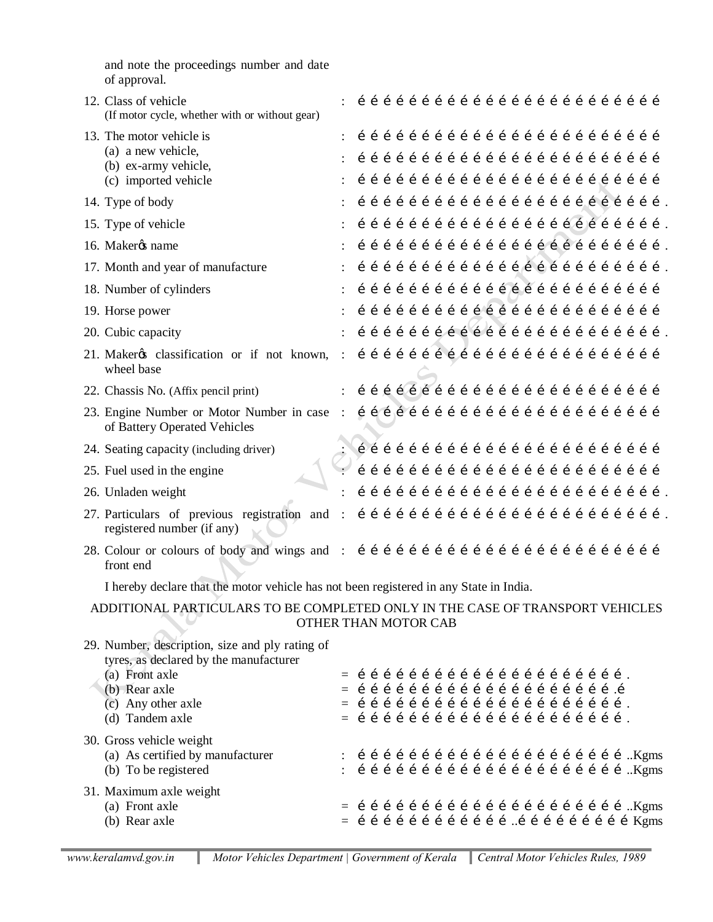and note the proceedings number and date of approval.

12. Class of vehicle (If motor cycle, whether with or without gear) : é é é é é é é é é é é é é é é é é é é é é é é é é é

13. The motor vehicle is : é é é é é é é é é é é é é é é é é é é é é é é é é é
    (a) a new vehicle, : é é é é é é é é é é é é é é é é é é é é é é é é é é
    (b) ex-army vehicle,
    (c) imported vehicle : é é é é é é é é é é é é é é é é é é é é é é é é é é

14. Type of body : é é é é é é é é é é é é é é é é é é é é é é é é é é .

15. Type of vehicle : é é é é é é é é é é é é é é é é é é é é é é é é é é .

16. Makerǿs name : é é é é é é é é é é é é é é é é é é é é é é é é é é .

17. Month and year of manufacture : é é é é é é é é é é é é é é é é é é é é é é é é é é .

18. Number of cylinders : é é é é é é é é é é é é é é é é é é é é é é é é é é

19. Horse power : é é é é é é é é é é é é é é é é é é é é é é é é é é

20. Cubic capacity : é é é é é é é é é é é é é é é é é é é é é é é é é é .

21. Makerǿs classification or if not known, wheel base : é é é é é é é é é é é é é é é é é é é é é é é é é é

22. Chassis No. (Affix pencil print) : é é é é é é é é é é é é é é é é é é é é é é é é é é

23. Engine Number or Motor Number in case of Battery Operated Vehicles : é é é é é é é é é é é é é é é é é é é é é é é é é é

24. Seating capacity (including driver) : é é é é é é é é é é é é é é é é é é é é é é é é é é

25. Fuel used in the engine : é é é é é é é é é é é é é é é é é é é é é é é é é é

26. Unladen weight : é é é é é é é é é é é é é é é é é é é é é é é é é é .

27. Particulars of previous registration and registered number (if any) : é é é é é é é é é é é é é é é é é é é é é é é é é é .

28. Colour or colours of body and wings and front end : é é é é é é é é é é é é é é é é é é é é é é é é é é

I hereby declare that the motor vehicle has not been registered in any State in India.

ADDITIONAL PARTICULARS TO BE COMPLETED ONLY IN THE CASE OF TRANSPORT VEHICLES OTHER THAN MOTOR CAB

29. Number, description, size and ply rating of tyres, as declared by the manufacturer
    (a) Front axle = é é é é é é é é é é é é é é é é é é é é é é é .
    (b) Rear axle = é é é é é é é é é é é é é é é é é é é é é é é .é
    (c) Any other axle = é é é é é é é é é é é é é é é é é é é é é é é .
    (d) Tandem axle = é é é é é é é é é é é é é é é é é é é é é é é .

30. Gross vehicle weight
    (a) As certified by manufacturer : é é é é é é é é é é é é é é é é é é é é é é é ..Kgms
    (b) To be registered : é é é é é é é é é é é é é é é é é é é é é é é ..Kgms

31. Maximum axle weight
    (a) Front axle = é é é é é é é é é é é é é é é é é é é é é é é ..Kgms
    (b) Rear axle = é é é é é é é é é é é é é ..é é é é é é é é é é Kgms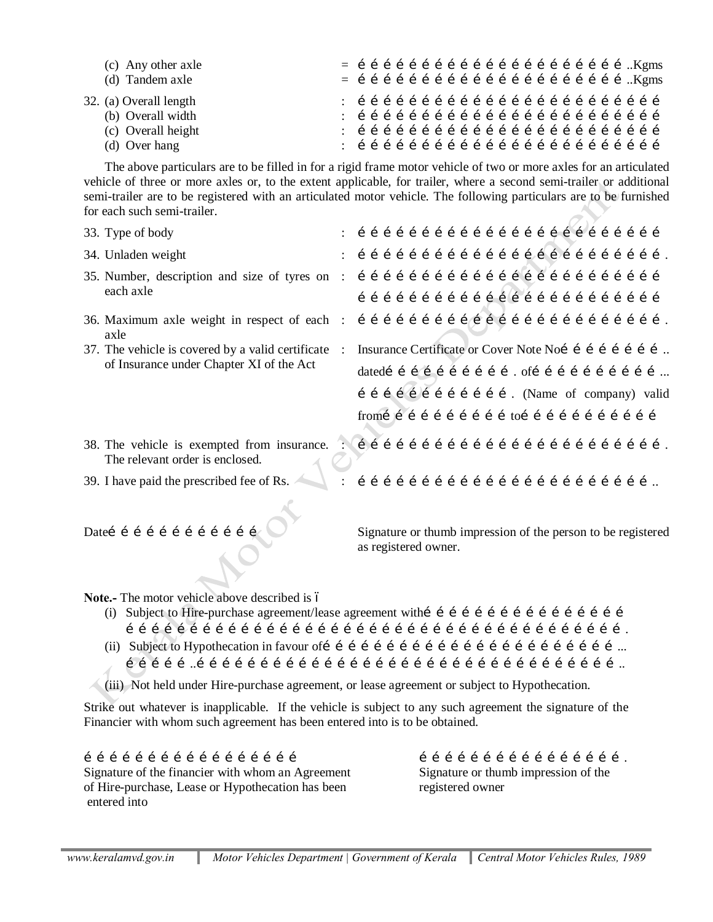(c) Any other axle = …………………………………..Kgms
(d) Tandem axle = …………………………………..Kgms

32. (a) Overall length : ……………………………………
(b) Overall width : ……………………………………
(c) Overall height : ……………………………………
(d) Over hang : ……………………………………

The above particulars are to be filled in for a rigid frame motor vehicle of two or more axles for an articulated vehicle of three or more axles or, to the extent applicable, for trailer, where a second semi-trailer or additional semi-trailer are to be registered with an articulated motor vehicle. The following particulars are to be furnished for each such semi-trailer.

33. Type of body : ……………………………………

34. Unladen weight : …………………………………….

35. Number, description and size of tyres on each axle : ……………………………………
……………………………………

36. Maximum axle weight in respect of each axle : …………………………………….

37. The vehicle is covered by a valid certificate of Insurance under Chapter XI of the Act : Insurance Certificate or Cover Note No……………….. dated………………… . of………………………... ………………… . (Name of company) valid from……………….. to………………………

38. The vehicle is exempted from insurance. The relevant order is enclosed. : …………………………………….

39. I have paid the prescribed fee of Rs. : ……………………………………..

Date…………………………

Signature or thumb impression of the person to be registered as registered owner.

**Note.-** The motor vehicle above described is –

(i) Subject to Hire-purchase agreement/lease agreement with……………………………… …………………………………………………………………….

(ii) Subject to Hypothecation in favour of…………………………………... ……..……………………………………………………………..

(iii) Not held under Hire-purchase agreement, or lease agreement or subject to Hypothecation.

Strike out whatever is inapplicable. If the vehicle is subject to any such agreement the signature of the Financier with whom such agreement has been entered into is to be obtained.

……………………………………
Signature of the financier with whom an Agreement of Hire-purchase, Lease or Hypothecation has been entered into

…………………………………….
Signature or thumb impression of the registered owner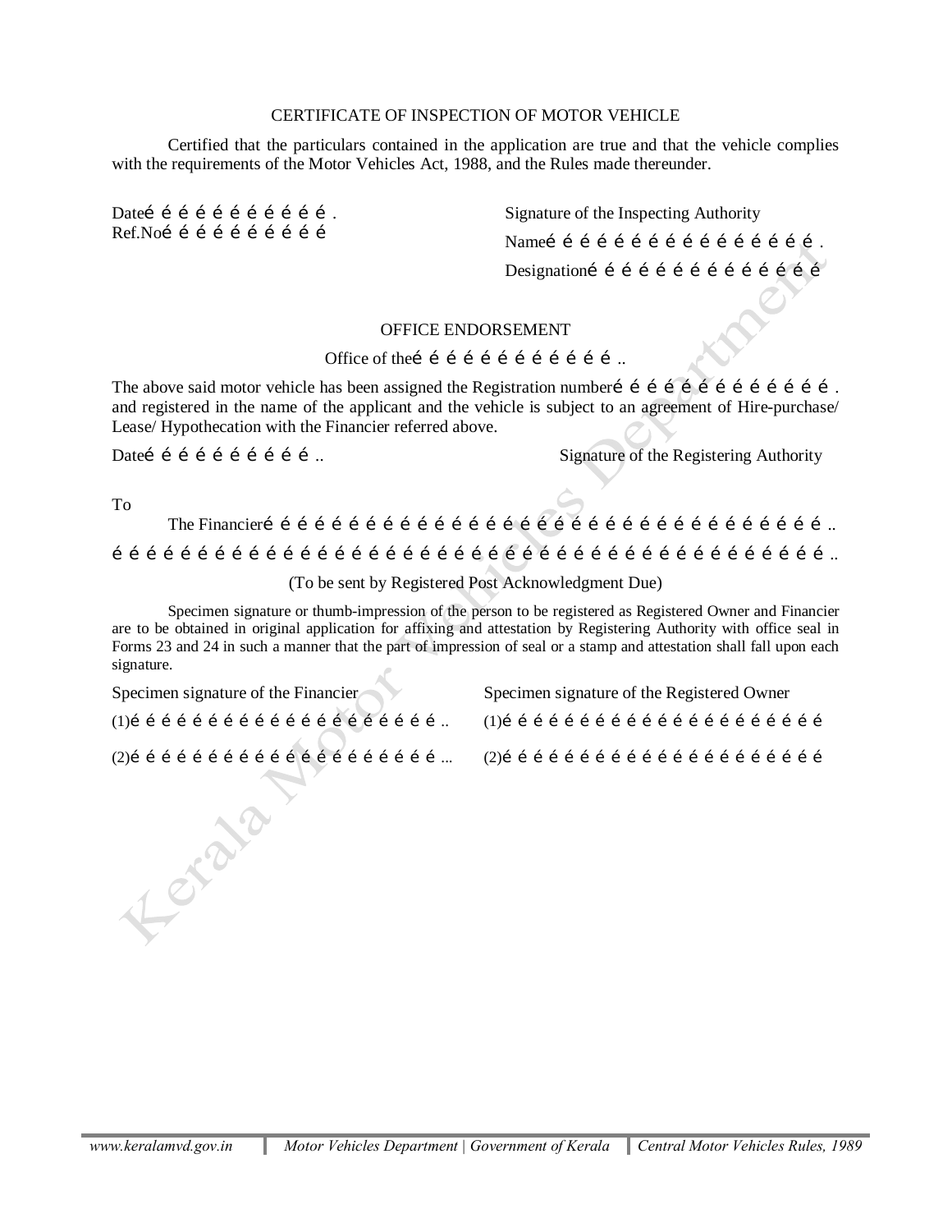## CERTIFICATE OF INSPECTION OF MOTOR VEHICLE

Certified that the particulars contained in the application are true and that the vehicle complies with the requirements of the Motor Vehicles Act, 1988, and the Rules made thereunder.

Date…………………….

Ref.No…………………

Signature of the Inspecting Authority

Name…………………………………

Designation…………………………

## OFFICE ENDORSEMENT

Office of the……………………………..

The above said motor vehicle has been assigned the Registration number…………………………. and registered in the name of the applicant and the vehicle is subject to an agreement of Hire-purchase/ Lease/ Hypothecation with the Financier referred above.

Date……………………..

Signature of the Registering Authority

To

The Financier……………………………………………………………………..

……………………………………………………………………………………..

(To be sent by Registered Post Acknowledgment Due)

Specimen signature or thumb-impression of the person to be registered as Registered Owner and Financier are to be obtained in original application for affixing and attestation by Registering Authority with office seal in Forms 23 and 24 in such a manner that the part of impression of seal or a stamp and attestation shall fall upon each signature.

Specimen signature of the Financier

(1)……………………………………..

(2)……………………………………...

Specimen signature of the Registered Owner

(1)……………………………………

(2)……………………………………